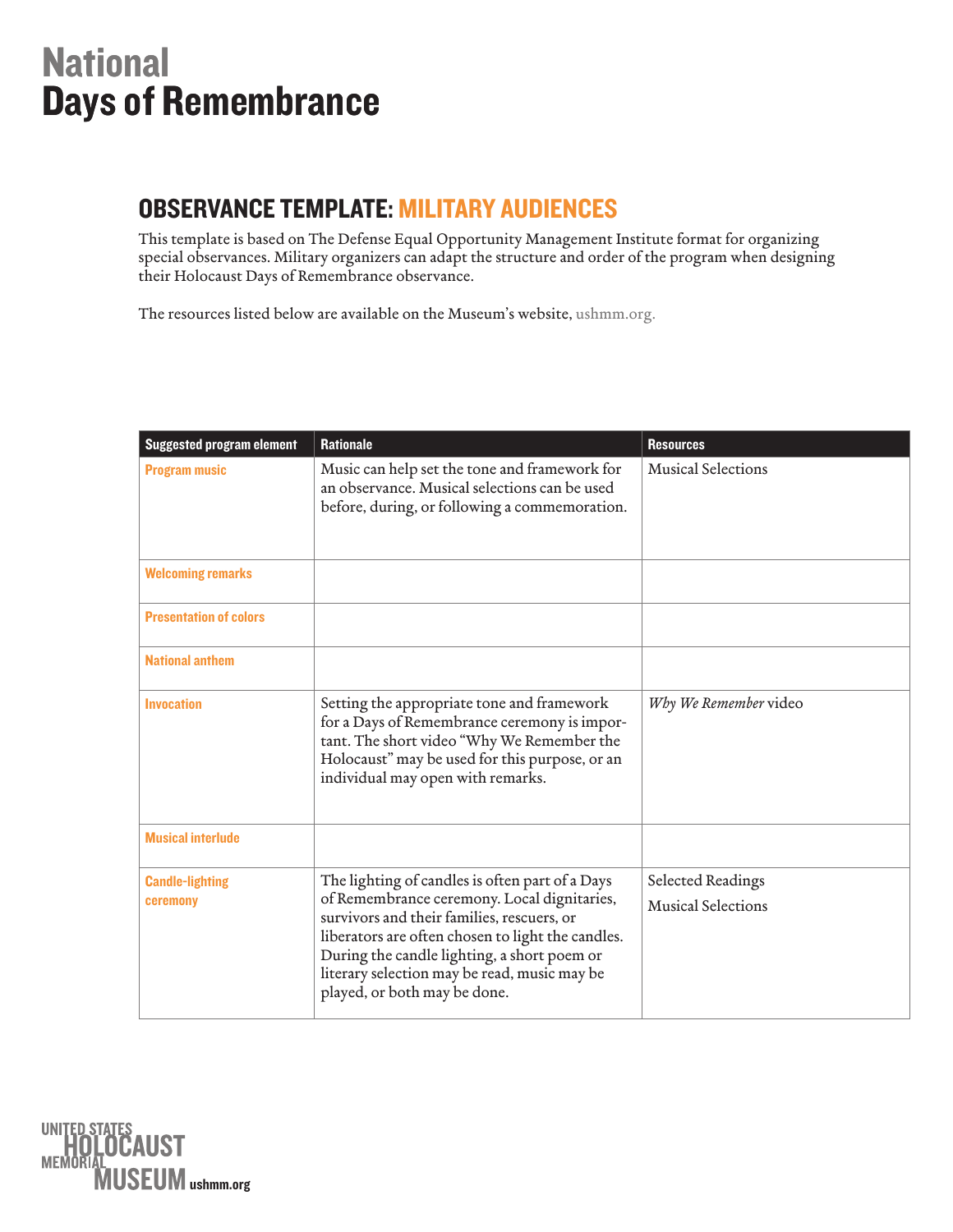# National Days of Remembrance

## OBSERVANCE TEMPLATE: MILITARY AUDIENCES

This template is based on The Defense Equal Opportunity Management Institute format for organizing special observances. Military organizers can adapt the structure and order of the program when designing their Holocaust Days of Remembrance observance.

The resources listed below are available on the Museum's website, ushmm.org.

| Suggested program element | Rationale | Resources |
| --- | --- | --- |
| **Program music** | Music can help set the tone and framework for an observance. Musical selections can be used before, during, or following a commemoration. | Musical Selections |
| **Welcoming remarks** | | |
| **Presentation of colors** | | |
| **National anthem** | | |
| **Invocation** | Setting the appropriate tone and framework for a Days of Remembrance ceremony is important. The short video "Why We Remember the Holocaust" may be used for this purpose, or an individual may open with remarks. | *Why We Remember* video |
| **Musical interlude** | | |
| **Candle-lighting ceremony** | The lighting of candles is often part of a Days of Remembrance ceremony. Local dignitaries, survivors and their families, rescuers, or liberators are often chosen to light the candles. During the candle lighting, a short poem or literary selection may be read, music may be played, or both may be done. | Selected Readings<br>Musical Selections |

UNITED STATES HOLOCAUST MEMORIAL MUSEUM ushmm.org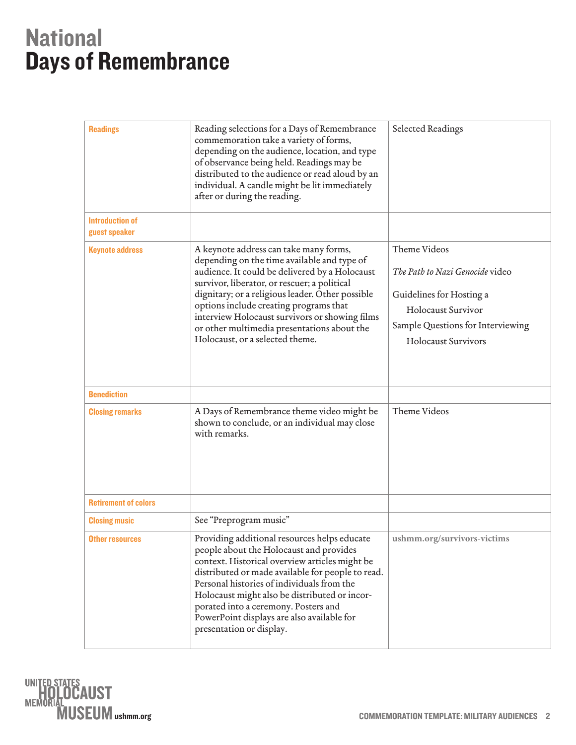# National Days of Remembrance

| | | |
|---|---|---|
| **Readings** | Reading selections for a Days of Remembrance commemoration take a variety of forms, depending on the audience, location, and type of observance being held. Readings may be distributed to the audience or read aloud by an individual. A candle might be lit immediately after or during the reading. | Selected Readings |
| **Introduction of guest speaker** | | |
| **Keynote address** | A keynote address can take many forms, depending on the time available and type of audience. It could be delivered by a Holocaust survivor, liberator, or rescuer; a political dignitary; or a religious leader. Other possible options include creating programs that interview Holocaust survivors or showing films or other multimedia presentations about the Holocaust, or a selected theme. | Theme Videos<br><br>*The Path to Nazi Genocide* video<br><br>Guidelines for Hosting a Holocaust Survivor<br><br>Sample Questions for Interviewing Holocaust Survivors |
| **Benediction** | | |
| **Closing remarks** | A Days of Remembrance theme video might be shown to conclude, or an individual may close with remarks. | Theme Videos |
| **Retirement of colors** | | |
| **Closing music** | See "Preprogram music" | |
| **Other resources** | Providing additional resources helps educate people about the Holocaust and provides context. Historical overview articles might be distributed or made available for people to read. Personal histories of individuals from the Holocaust might also be distributed or incorporated into a ceremony. Posters and PowerPoint displays are also available for presentation or display. | ushmm.org/survivors-victims |